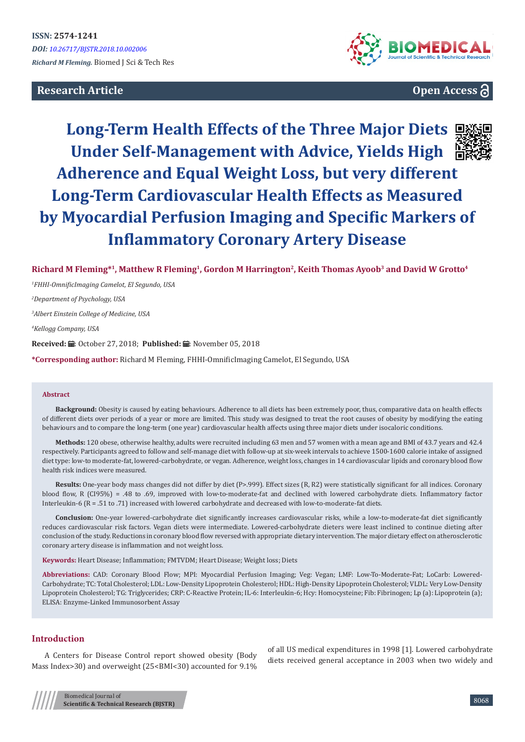**ISSN: 2574-1241**

*DOI: 10.26717/BJSTR.2018.10.002006*

*Richard M Fleming.* Biomed J Sci & Tech Res

**Research Article** **Open Access**

# Long-Term Health Effects of the Three Major Diets Under Self-Management with Advice, Yields High Adherence and Equal Weight Loss, but very different Long-Term Cardiovascular Health Effects as Measured by Myocardial Perfusion Imaging and Specific Markers of Inflammatory Coronary Artery Disease

**Richard M Fleming*[1], Matthew R Fleming[1], Gordon M Harrington[2], Keith Thomas Ayoob[3] and David W Grotto[4]**

[1]*FHHI-OmnificImaging Camelot, El Segundo, USA*

[2]*Department of Psychology, USA*

[3]*Albert Einstein College of Medicine, USA*

[4]*Kellogg Company, USA*

**Received:** October 27, 2018; **Published:** November 05, 2018

***Corresponding author:** Richard M Fleming, FHHI-OmnificImaging Camelot, El Segundo, USA

## Abstract

**Background:** Obesity is caused by eating behaviours. Adherence to all diets has been extremely poor, thus, comparative data on health effects of different diets over periods of a year or more are limited. This study was designed to treat the root causes of obesity by modifying the eating behaviours and to compare the long-term (one year) cardiovascular health affects using three major diets under isocaloric conditions.

**Methods:** 120 obese, otherwise healthy, adults were recruited including 63 men and 57 women with a mean age and BMI of 43.7 years and 42.4 respectively. Participants agreed to follow and self-manage diet with follow-up at six-week intervals to achieve 1500-1600 calorie intake of assigned diet type: low-to moderate-fat, lowered-carbohydrate, or vegan. Adherence, weight loss, changes in 14 cardiovascular lipids and coronary blood flow health risk indices were measured.

**Results:** One-year body mass changes did not differ by diet (P>.999). Effect sizes (R, R2) were statistically significant for all indices. Coronary blood flow, R (CI95%) = .48 to .69, improved with low-to-moderate-fat and declined with lowered carbohydrate diets. Inflammatory factor Interleukin-6 (R = .51 to .71) increased with lowered carbohydrate and decreased with low-to-moderate-fat diets.

**Conclusion:** One-year lowered-carbohydrate diet significantly increases cardiovascular risks, while a low-to-moderate-fat diet significantly reduces cardiovascular risk factors. Vegan diets were intermediate. Lowered-carbohydrate dieters were least inclined to continue dieting after conclusion of the study. Reductions in coronary blood flow reversed with appropriate dietary intervention. The major dietary effect on atherosclerotic coronary artery disease is inflammation and not weight loss.

**Keywords:** Heart Disease; Inflammation; FMTVDM; Heart Disease; Weight loss; Diets

**Abbreviations:** CAD: Coronary Blood Flow; MPI: Myocardial Perfusion Imaging; Veg: Vegan; LMF: Low-To-Moderate-Fat; LoCarb: Lowered-Carbohydrate; TC: Total Cholesterol; LDL: Low-Density Lipoprotein Cholesterol; HDL: High-Density Lipoprotein Cholesterol; VLDL: Very Low-Density Lipoprotein Cholesterol; TG: Triglycerides; CRP: C-Reactive Protein; IL-6: Interleukin-6; Hcy: Homocysteine; Fib: Fibrinogen; Lp (a): Lipoprotein (a); ELISA: Enzyme-Linked Immunosorbent Assay

## Introduction

A Centers for Disease Control report showed obesity (Body Mass Index>30) and overweight (25<BMI<30) accounted for 9.1% of all US medical expenditures in 1998 [1]. Lowered carbohydrate diets received general acceptance in 2003 when two widely and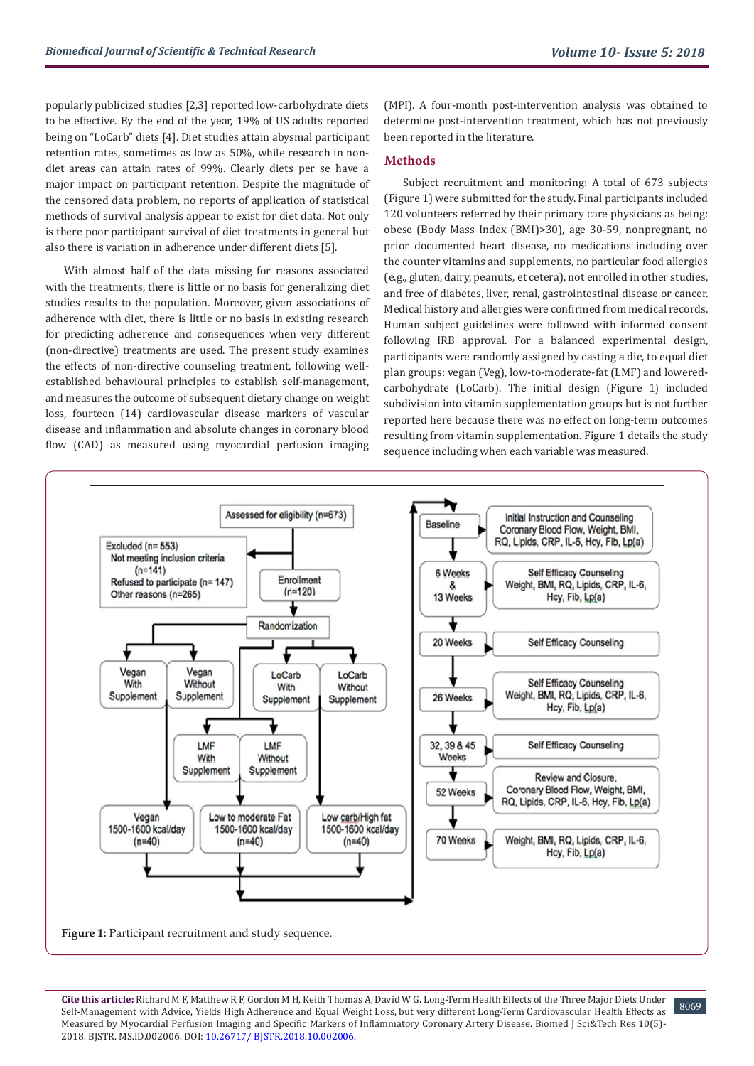popularly publicized studies [2,3] reported low-carbohydrate diets to be effective. By the end of the year, 19% of US adults reported being on "LoCarb" diets [4]. Diet studies attain abysmal participant retention rates, sometimes as low as 50%, while research in non-diet areas can attain rates of 99%. Clearly diets per se have a major impact on participant retention. Despite the magnitude of the censored data problem, no reports of application of statistical methods of survival analysis appear to exist for diet data. Not only is there poor participant survival of diet treatments in general but also there is variation in adherence under different diets [5].

With almost half of the data missing for reasons associated with the treatments, there is little or no basis for generalizing diet studies results to the population. Moreover, given associations of adherence with diet, there is little or no basis in existing research for predicting adherence and consequences when very different (non-directive) treatments are used. The present study examines the effects of non-directive counseling treatment, following well-established behavioural principles to establish self-management, and measures the outcome of subsequent dietary change on weight loss, fourteen (14) cardiovascular disease markers of vascular disease and inflammation and absolute changes in coronary blood flow (CAD) as measured using myocardial perfusion imaging (MPI). A four-month post-intervention analysis was obtained to determine post-intervention treatment, which has not previously been reported in the literature.

## Methods

Subject recruitment and monitoring: A total of 673 subjects (Figure 1) were submitted for the study. Final participants included 120 volunteers referred by their primary care physicians as being: obese (Body Mass Index (BMI)>30), age 30-59, nonpregnant, no prior documented heart disease, no medications including over the counter vitamins and supplements, no particular food allergies (e.g., gluten, dairy, peanuts, et cetera), not enrolled in other studies, and free of diabetes, liver, renal, gastrointestinal disease or cancer. Medical history and allergies were confirmed from medical records. Human subject guidelines were followed with informed consent following IRB approval. For a balanced experimental design, participants were randomly assigned by casting a die, to equal diet plan groups: vegan (Veg), low-to-moderate-fat (LMF) and lowered-carbohydrate (LoCarb). The initial design (Figure 1) included subdivision into vitamin supplementation groups but is not further reported here because there was no effect on long-term outcomes resulting from vitamin supplementation. Figure 1 details the study sequence including when each variable was measured.

Assessed for eligibility (n=673)

Excluded (n= 553)
- Not meeting inclusion criteria (n=141)
- Refused to participate (n= 147)
- Other reasons (n=265)

Enrollment (n=120)

Randomization

- Vegan With Supplement
- Vegan Without Supplement
- LoCarb With Supplement
- LoCarb Without Supplement
- LMF With Supplement
- LMF Without Supplement

- Vegan 1500-1600 kcal/day (n=40)
- Low to moderate Fat 1500-1600 kcal/day (n=40)
- Low carb/High fat 1500-1600 kcal/day (n=40)

| Time point | Activity / Measures |
|---|---|
| Baseline | Initial Instruction and Counseling Coronary Blood Flow, Weight, BMI, RQ, Lipids, CRP, IL-6, Hcy, Fib, Lp(a) |
| 6 Weeks & 13 Weeks | Self Efficacy Counseling Weight, BMI, RQ, Lipids, CRP, IL-6, Hcy, Fib, Lp(a) |
| 20 Weeks | Self Efficacy Counseling |
| 26 Weeks | Self Efficacy Counseling Weight, BMI, RQ, Lipids, CRP, IL-6, Hcy, Fib, Lp(a) |
| 32, 39 & 45 Weeks | Self Efficacy Counseling |
| 52 Weeks | Review and Closure, Coronary Blood Flow, Weight, BMI, RQ, Lipids, CRP, IL-6, Hcy, Fib, Lp(a) |
| 70 Weeks | Weight, BMI, RQ, Lipids, CRP, IL-6, Hcy, Fib, Lp(a) |

**Figure 1:** Participant recruitment and study sequence.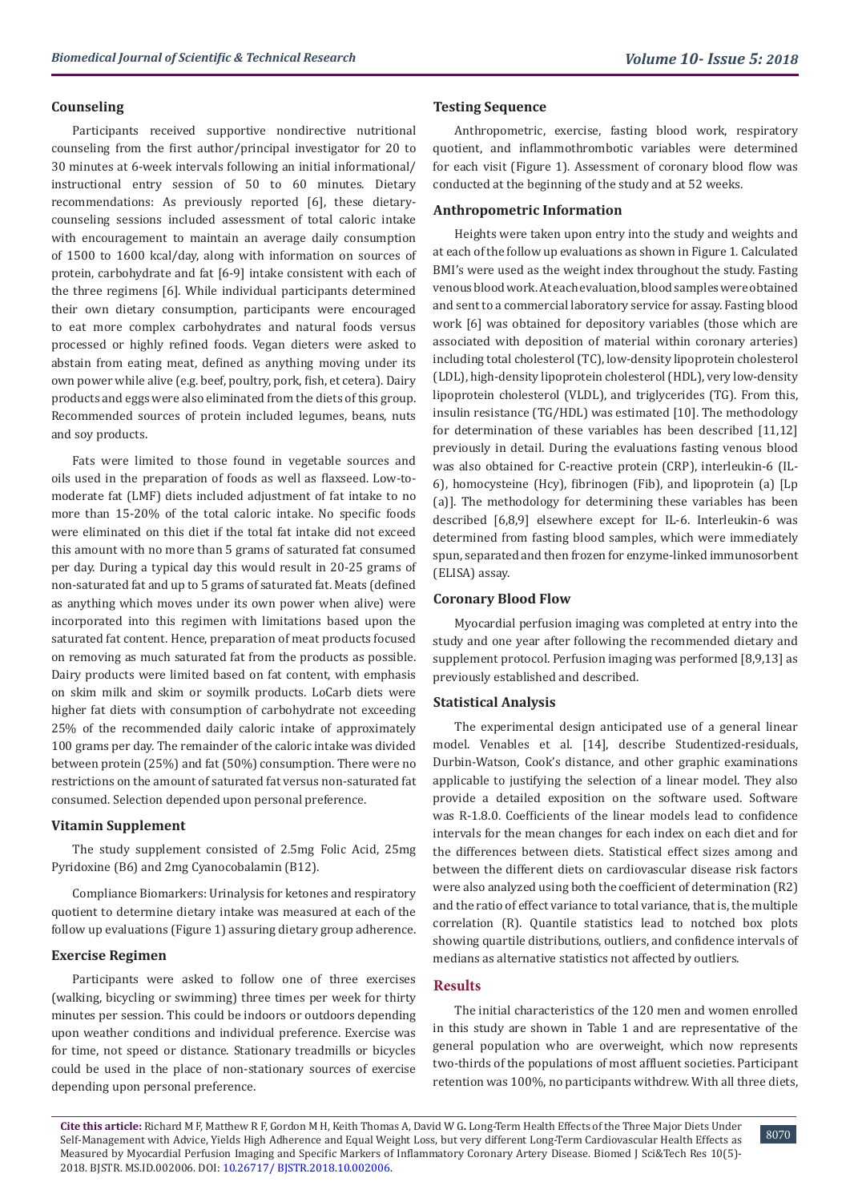### Counseling

Participants received supportive nondirective nutritional counseling from the first author/principal investigator for 20 to 30 minutes at 6-week intervals following an initial informational/instructional entry session of 50 to 60 minutes. Dietary recommendations: As previously reported [6], these dietary-counseling sessions included assessment of total caloric intake with encouragement to maintain an average daily consumption of 1500 to 1600 kcal/day, along with information on sources of protein, carbohydrate and fat [6-9] intake consistent with each of the three regimens [6]. While individual participants determined their own dietary consumption, participants were encouraged to eat more complex carbohydrates and natural foods versus processed or highly refined foods. Vegan dieters were asked to abstain from eating meat, defined as anything moving under its own power while alive (e.g. beef, poultry, pork, fish, et cetera). Dairy products and eggs were also eliminated from the diets of this group. Recommended sources of protein included legumes, beans, nuts and soy products.

Fats were limited to those found in vegetable sources and oils used in the preparation of foods as well as flaxseed. Low-to-moderate fat (LMF) diets included adjustment of fat intake to no more than 15-20% of the total caloric intake. No specific foods were eliminated on this diet if the total fat intake did not exceed this amount with no more than 5 grams of saturated fat consumed per day. During a typical day this would result in 20-25 grams of non-saturated fat and up to 5 grams of saturated fat. Meats (defined as anything which moves under its own power when alive) were incorporated into this regimen with limitations based upon the saturated fat content. Hence, preparation of meat products focused on removing as much saturated fat from the products as possible. Dairy products were limited based on fat content, with emphasis on skim milk and skim or soymilk products. LoCarb diets were higher fat diets with consumption of carbohydrate not exceeding 25% of the recommended daily caloric intake of approximately 100 grams per day. The remainder of the caloric intake was divided between protein (25%) and fat (50%) consumption. There were no restrictions on the amount of saturated fat versus non-saturated fat consumed. Selection depended upon personal preference.

### Vitamin Supplement

The study supplement consisted of 2.5mg Folic Acid, 25mg Pyridoxine (B6) and 2mg Cyanocobalamin (B12).

Compliance Biomarkers: Urinalysis for ketones and respiratory quotient to determine dietary intake was measured at each of the follow up evaluations (Figure 1) assuring dietary group adherence.

### Exercise Regimen

Participants were asked to follow one of three exercises (walking, bicycling or swimming) three times per week for thirty minutes per session. This could be indoors or outdoors depending upon weather conditions and individual preference. Exercise was for time, not speed or distance. Stationary treadmills or bicycles could be used in the place of non-stationary sources of exercise depending upon personal preference.

### Testing Sequence

Anthropometric, exercise, fasting blood work, respiratory quotient, and inflammothrombotic variables were determined for each visit (Figure 1). Assessment of coronary blood flow was conducted at the beginning of the study and at 52 weeks.

### Anthropometric Information

Heights were taken upon entry into the study and weights and at each of the follow up evaluations as shown in Figure 1. Calculated BMI's were used as the weight index throughout the study. Fasting venous blood work. At each evaluation, blood samples were obtained and sent to a commercial laboratory service for assay. Fasting blood work [6] was obtained for depository variables (those which are associated with deposition of material within coronary arteries) including total cholesterol (TC), low-density lipoprotein cholesterol (LDL), high-density lipoprotein cholesterol (HDL), very low-density lipoprotein cholesterol (VLDL), and triglycerides (TG). From this, insulin resistance (TG/HDL) was estimated [10]. The methodology for determination of these variables has been described [11,12] previously in detail. During the evaluations fasting venous blood was also obtained for C-reactive protein (CRP), interleukin-6 (IL-6), homocysteine (Hcy), fibrinogen (Fib), and lipoprotein (a) [Lp (a)]. The methodology for determining these variables has been described [6,8,9] elsewhere except for IL-6. Interleukin-6 was determined from fasting blood samples, which were immediately spun, separated and then frozen for enzyme-linked immunosorbent (ELISA) assay.

### Coronary Blood Flow

Myocardial perfusion imaging was completed at entry into the study and one year after following the recommended dietary and supplement protocol. Perfusion imaging was performed [8,9,13] as previously established and described.

### Statistical Analysis

The experimental design anticipated use of a general linear model. Venables et al. [14], describe Studentized-residuals, Durbin-Watson, Cook's distance, and other graphic examinations applicable to justifying the selection of a linear model. They also provide a detailed exposition on the software used. Software was R-1.8.0. Coefficients of the linear models lead to confidence intervals for the mean changes for each index on each diet and for the differences between diets. Statistical effect sizes among and between the different diets on cardiovascular disease risk factors were also analyzed using both the coefficient of determination (R2) and the ratio of effect variance to total variance, that is, the multiple correlation (R). Quantile statistics lead to notched box plots showing quartile distributions, outliers, and confidence intervals of medians as alternative statistics not affected by outliers.

## Results

The initial characteristics of the 120 men and women enrolled in this study are shown in Table 1 and are representative of the general population who are overweight, which now represents two-thirds of the populations of most affluent societies. Participant retention was 100%, no participants withdrew. With all three diets,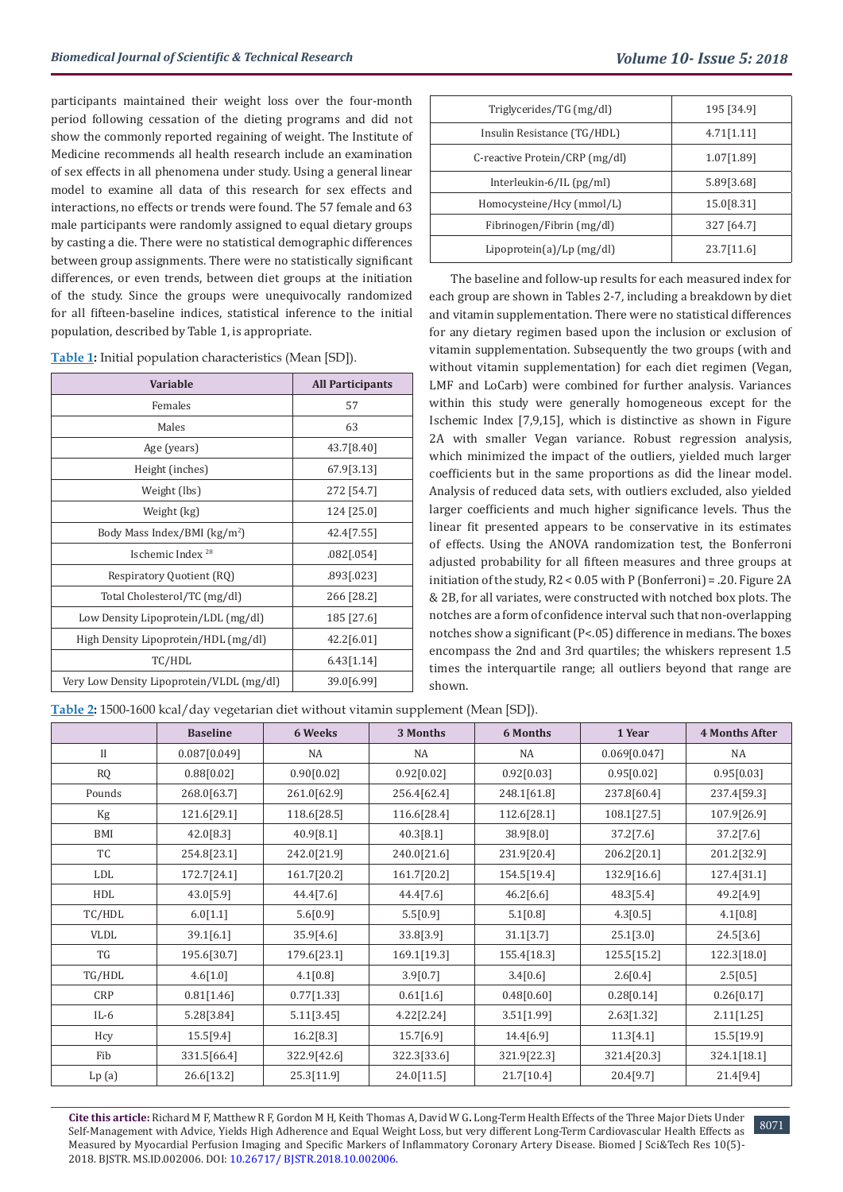participants maintained their weight loss over the four-month period following cessation of the dieting programs and did not show the commonly reported regaining of weight. The Institute of Medicine recommends all health research include an examination of sex effects in all phenomena under study. Using a general linear model to examine all data of this research for sex effects and interactions, no effects or trends were found. The 57 female and 63 male participants were randomly assigned to equal dietary groups by casting a die. There were no statistical demographic differences between group assignments. There were no statistically significant differences, or even trends, between diet groups at the initiation of the study. Since the groups were unequivocally randomized for all fifteen-baseline indices, statistical inference to the initial population, described by Table 1, is appropriate.

**Table 1:** Initial population characteristics (Mean [SD]).

| Variable | All Participants |
|---|---|
| Females | 57 |
| Males | 63 |
| Age (years) | 43.7[8.40] |
| Height (inches) | 67.9[3.13] |
| Weight (lbs) | 272 [54.7] |
| Weight (kg) | 124 [25.0] |
| Body Mass Index/BMI (kg/m$^2$) | 42.4[7.55] |
| Ischemic Index [28] | .082[.054] |
| Respiratory Quotient (RQ) | .893[.023] |
| Total Cholesterol/TC (mg/dl) | 266 [28.2] |
| Low Density Lipoprotein/LDL (mg/dl) | 185 [27.6] |
| High Density Lipoprotein/HDL (mg/dl) | 42.2[6.01] |
| TC/HDL | 6.43[1.14] |
| Very Low Density Lipoprotein/VLDL (mg/dl) | 39.0[6.99] |
| Triglycerides/TG (mg/dl) | 195 [34.9] |
| Insulin Resistance (TG/HDL) | 4.71[1.11] |
| C-reactive Protein/CRP (mg/dl) | 1.07[1.89] |
| Interleukin-6/IL (pg/ml) | 5.89[3.68] |
| Homocysteine/Hcy (mmol/L) | 15.0[8.31] |
| Fibrinogen/Fibrin (mg/dl) | 327 [64.7] |
| Lipoprotein(a)/Lp (mg/dl) | 23.7[11.6] |

The baseline and follow-up results for each measured index for each group are shown in Tables 2-7, including a breakdown by diet and vitamin supplementation. There were no statistical differences for any dietary regimen based upon the inclusion or exclusion of vitamin supplementation. Subsequently the two groups (with and without vitamin supplementation) for each diet regimen (Vegan, LMF and LoCarb) were combined for further analysis. Variances within this study were generally homogeneous except for the Ischemic Index [7,9,15], which is distinctive as shown in Figure 2A with smaller Vegan variance. Robust regression analysis, which minimized the impact of the outliers, yielded much larger coefficients but in the same proportions as did the linear model. Analysis of reduced data sets, with outliers excluded, also yielded larger coefficients and much higher significance levels. Thus the linear fit presented appears to be conservative in its estimates of effects. Using the ANOVA randomization test, the Bonferroni adjusted probability for all fifteen measures and three groups at initiation of the study, R2 < 0.05 with P (Bonferroni) = .20. Figure 2A & 2B, for all variates, were constructed with notched box plots. The notches are a form of confidence interval such that non-overlapping notches show a significant (P<.05) difference in medians. The boxes encompass the 2nd and 3rd quartiles; the whiskers represent 1.5 times the interquartile range; all outliers beyond that range are shown.

**Table 2:** 1500-1600 kcal/day vegetarian diet without vitamin supplement (Mean [SD]).

| | Baseline | 6 Weeks | 3 Months | 6 Months | 1 Year | 4 Months After |
|---|---|---|---|---|---|---|
| II | 0.087[0.049] | NA | NA | NA | 0.069[0.047] | NA |
| RQ | 0.88[0.02] | 0.90[0.02] | 0.92[0.02] | 0.92[0.03] | 0.95[0.02] | 0.95[0.03] |
| Pounds | 268.0[63.7] | 261.0[62.9] | 256.4[62.4] | 248.1[61.8] | 237.8[60.4] | 237.4[59.3] |
| Kg | 121.6[29.1] | 118.6[28.5] | 116.6[28.4] | 112.6[28.1] | 108.1[27.5] | 107.9[26.9] |
| BMI | 42.0[8.3] | 40.9[8.1] | 40.3[8.1] | 38.9[8.0] | 37.2[7.6] | 37.2[7.6] |
| TC | 254.8[23.1] | 242.0[21.9] | 240.0[21.6] | 231.9[20.4] | 206.2[20.1] | 201.2[32.9] |
| LDL | 172.7[24.1] | 161.7[20.2] | 161.7[20.2] | 154.5[19.4] | 132.9[16.6] | 127.4[31.1] |
| HDL | 43.0[5.9] | 44.4[7.6] | 44.4[7.6] | 46.2[6.6] | 48.3[5.4] | 49.2[4.9] |
| TC/HDL | 6.0[1.1] | 5.6[0.9] | 5.5[0.9] | 5.1[0.8] | 4.3[0.5] | 4.1[0.8] |
| VLDL | 39.1[6.1] | 35.9[4.6] | 33.8[3.9] | 31.1[3.7] | 25.1[3.0] | 24.5[3.6] |
| TG | 195.6[30.7] | 179.6[23.1] | 169.1[19.3] | 155.4[18.3] | 125.5[15.2] | 122.3[18.0] |
| TG/HDL | 4.6[1.0] | 4.1[0.8] | 3.9[0.7] | 3.4[0.6] | 2.6[0.4] | 2.5[0.5] |
| CRP | 0.81[1.46] | 0.77[1.33] | 0.61[1.6] | 0.48[0.60] | 0.28[0.14] | 0.26[0.17] |
| IL-6 | 5.28[3.84] | 5.11[3.45] | 4.22[2.24] | 3.51[1.99] | 2.63[1.32] | 2.11[1.25] |
| Hcy | 15.5[9.4] | 16.2[8.3] | 15.7[6.9] | 14.4[6.9] | 11.3[4.1] | 15.5[19.9] |
| Fib | 331.5[66.4] | 322.9[42.6] | 322.3[33.6] | 321.9[22.3] | 321.4[20.3] | 324.1[18.1] |
| Lp (a) | 26.6[13.2] | 25.3[11.9] | 24.0[11.5] | 21.7[10.4] | 20.4[9.7] | 21.4[9.4] |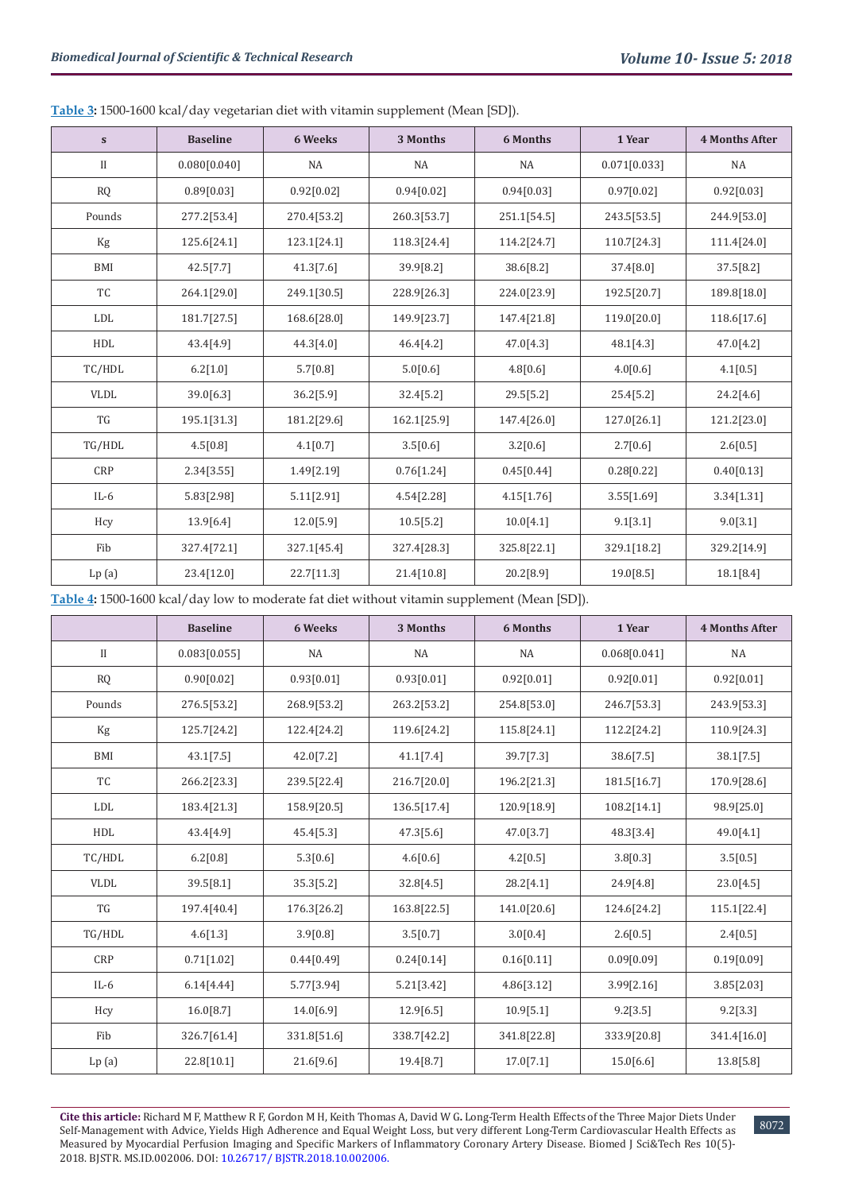**Table 3:** 1500-1600 kcal/day vegetarian diet with vitamin supplement (Mean [SD]).

| s | Baseline | 6 Weeks | 3 Months | 6 Months | 1 Year | 4 Months After |
|---|---|---|---|---|---|---|
| II | 0.080[0.040] | NA | NA | NA | 0.071[0.033] | NA |
| RQ | 0.89[0.03] | 0.92[0.02] | 0.94[0.02] | 0.94[0.03] | 0.97[0.02] | 0.92[0.03] |
| Pounds | 277.2[53.4] | 270.4[53.2] | 260.3[53.7] | 251.1[54.5] | 243.5[53.5] | 244.9[53.0] |
| Kg | 125.6[24.1] | 123.1[24.1] | 118.3[24.4] | 114.2[24.7] | 110.7[24.3] | 111.4[24.0] |
| BMI | 42.5[7.7] | 41.3[7.6] | 39.9[8.2] | 38.6[8.2] | 37.4[8.0] | 37.5[8.2] |
| TC | 264.1[29.0] | 249.1[30.5] | 228.9[26.3] | 224.0[23.9] | 192.5[20.7] | 189.8[18.0] |
| LDL | 181.7[27.5] | 168.6[28.0] | 149.9[23.7] | 147.4[21.8] | 119.0[20.0] | 118.6[17.6] |
| HDL | 43.4[4.9] | 44.3[4.0] | 46.4[4.2] | 47.0[4.3] | 48.1[4.3] | 47.0[4.2] |
| TC/HDL | 6.2[1.0] | 5.7[0.8] | 5.0[0.6] | 4.8[0.6] | 4.0[0.6] | 4.1[0.5] |
| VLDL | 39.0[6.3] | 36.2[5.9] | 32.4[5.2] | 29.5[5.2] | 25.4[5.2] | 24.2[4.6] |
| TG | 195.1[31.3] | 181.2[29.6] | 162.1[25.9] | 147.4[26.0] | 127.0[26.1] | 121.2[23.0] |
| TG/HDL | 4.5[0.8] | 4.1[0.7] | 3.5[0.6] | 3.2[0.6] | 2.7[0.6] | 2.6[0.5] |
| CRP | 2.34[3.55] | 1.49[2.19] | 0.76[1.24] | 0.45[0.44] | 0.28[0.22] | 0.40[0.13] |
| IL-6 | 5.83[2.98] | 5.11[2.91] | 4.54[2.28] | 4.15[1.76] | 3.55[1.69] | 3.34[1.31] |
| Hcy | 13.9[6.4] | 12.0[5.9] | 10.5[5.2] | 10.0[4.1] | 9.1[3.1] | 9.0[3.1] |
| Fib | 327.4[72.1] | 327.1[45.4] | 327.4[28.3] | 325.8[22.1] | 329.1[18.2] | 329.2[14.9] |
| Lp (a) | 23.4[12.0] | 22.7[11.3] | 21.4[10.8] | 20.2[8.9] | 19.0[8.5] | 18.1[8.4] |

**Table 4:** 1500-1600 kcal/day low to moderate fat diet without vitamin supplement (Mean [SD]).

| | Baseline | 6 Weeks | 3 Months | 6 Months | 1 Year | 4 Months After |
|---|---|---|---|---|---|---|
| II | 0.083[0.055] | NA | NA | NA | 0.068[0.041] | NA |
| RQ | 0.90[0.02] | 0.93[0.01] | 0.93[0.01] | 0.92[0.01] | 0.92[0.01] | 0.92[0.01] |
| Pounds | 276.5[53.2] | 268.9[53.2] | 263.2[53.2] | 254.8[53.0] | 246.7[53.3] | 243.9[53.3] |
| Kg | 125.7[24.2] | 122.4[24.2] | 119.6[24.2] | 115.8[24.1] | 112.2[24.2] | 110.9[24.3] |
| BMI | 43.1[7.5] | 42.0[7.2] | 41.1[7.4] | 39.7[7.3] | 38.6[7.5] | 38.1[7.5] |
| TC | 266.2[23.3] | 239.5[22.4] | 216.7[20.0] | 196.2[21.3] | 181.5[16.7] | 170.9[28.6] |
| LDL | 183.4[21.3] | 158.9[20.5] | 136.5[17.4] | 120.9[18.9] | 108.2[14.1] | 98.9[25.0] |
| HDL | 43.4[4.9] | 45.4[5.3] | 47.3[5.6] | 47.0[3.7] | 48.3[3.4] | 49.0[4.1] |
| TC/HDL | 6.2[0.8] | 5.3[0.6] | 4.6[0.6] | 4.2[0.5] | 3.8[0.3] | 3.5[0.5] |
| VLDL | 39.5[8.1] | 35.3[5.2] | 32.8[4.5] | 28.2[4.1] | 24.9[4.8] | 23.0[4.5] |
| TG | 197.4[40.4] | 176.3[26.2] | 163.8[22.5] | 141.0[20.6] | 124.6[24.2] | 115.1[22.4] |
| TG/HDL | 4.6[1.3] | 3.9[0.8] | 3.5[0.7] | 3.0[0.4] | 2.6[0.5] | 2.4[0.5] |
| CRP | 0.71[1.02] | 0.44[0.49] | 0.24[0.14] | 0.16[0.11] | 0.09[0.09] | 0.19[0.09] |
| IL-6 | 6.14[4.44] | 5.77[3.94] | 5.21[3.42] | 4.86[3.12] | 3.99[2.16] | 3.85[2.03] |
| Hcy | 16.0[8.7] | 14.0[6.9] | 12.9[6.5] | 10.9[5.1] | 9.2[3.5] | 9.2[3.3] |
| Fib | 326.7[61.4] | 331.8[51.6] | 338.7[42.2] | 341.8[22.8] | 333.9[20.8] | 341.4[16.0] |
| Lp (a) | 22.8[10.1] | 21.6[9.6] | 19.4[8.7] | 17.0[7.1] | 15.0[6.6] | 13.8[5.8] |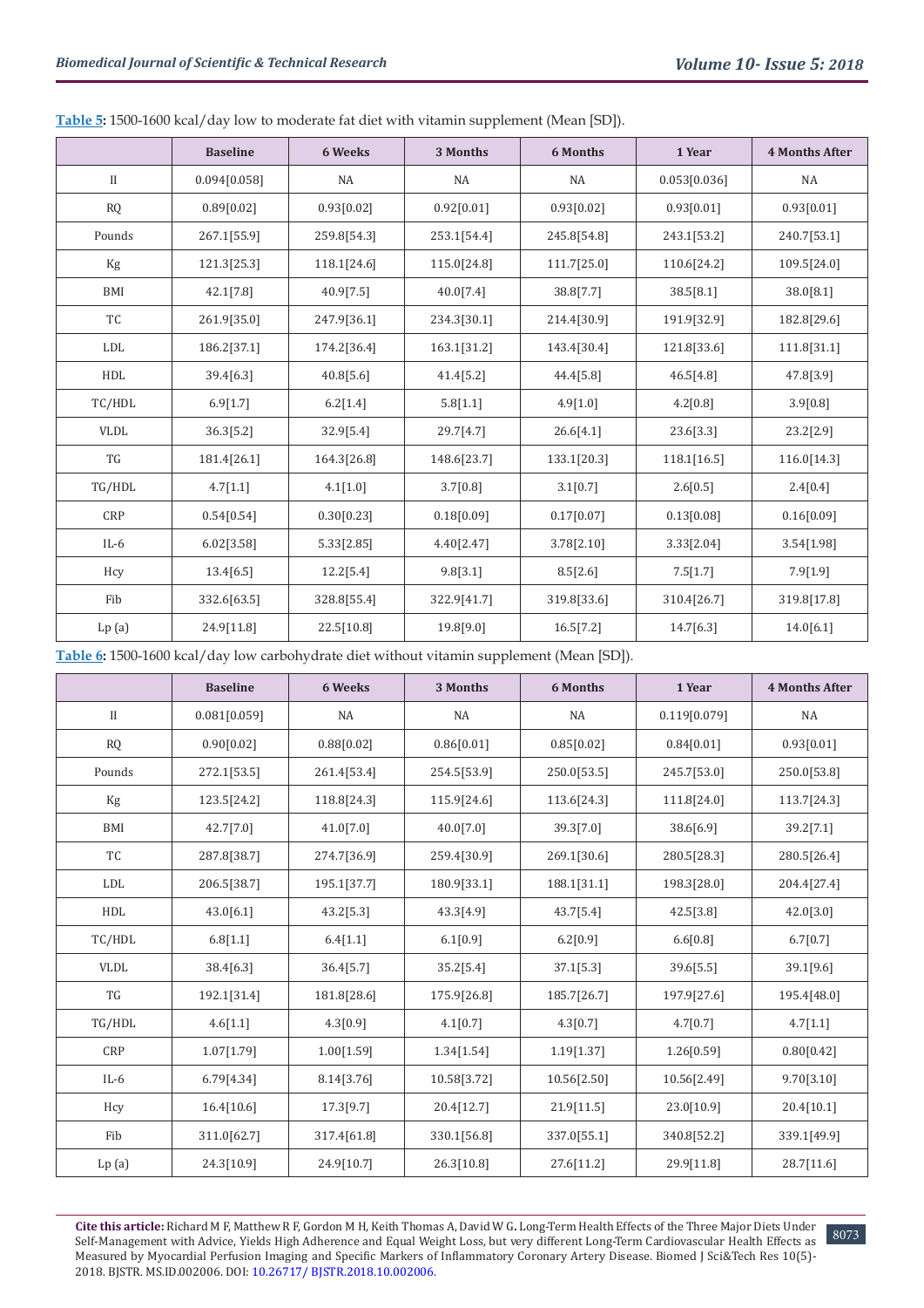**Table 5:** 1500-1600 kcal/day low to moderate fat diet with vitamin supplement (Mean [SD]).

| | Baseline | 6 Weeks | 3 Months | 6 Months | 1 Year | 4 Months After |
|---|---|---|---|---|---|---|
| II | 0.094[0.058] | NA | NA | NA | 0.053[0.036] | NA |
| RQ | 0.89[0.02] | 0.93[0.02] | 0.92[0.01] | 0.93[0.02] | 0.93[0.01] | 0.93[0.01] |
| Pounds | 267.1[55.9] | 259.8[54.3] | 253.1[54.4] | 245.8[54.8] | 243.1[53.2] | 240.7[53.1] |
| Kg | 121.3[25.3] | 118.1[24.6] | 115.0[24.8] | 111.7[25.0] | 110.6[24.2] | 109.5[24.0] |
| BMI | 42.1[7.8] | 40.9[7.5] | 40.0[7.4] | 38.8[7.7] | 38.5[8.1] | 38.0[8.1] |
| TC | 261.9[35.0] | 247.9[36.1] | 234.3[30.1] | 214.4[30.9] | 191.9[32.9] | 182.8[29.6] |
| LDL | 186.2[37.1] | 174.2[36.4] | 163.1[31.2] | 143.4[30.4] | 121.8[33.6] | 111.8[31.1] |
| HDL | 39.4[6.3] | 40.8[5.6] | 41.4[5.2] | 44.4[5.8] | 46.5[4.8] | 47.8[3.9] |
| TC/HDL | 6.9[1.7] | 6.2[1.4] | 5.8[1.1] | 4.9[1.0] | 4.2[0.8] | 3.9[0.8] |
| VLDL | 36.3[5.2] | 32.9[5.4] | 29.7[4.7] | 26.6[4.1] | 23.6[3.3] | 23.2[2.9] |
| TG | 181.4[26.1] | 164.3[26.8] | 148.6[23.7] | 133.1[20.3] | 118.1[16.5] | 116.0[14.3] |
| TG/HDL | 4.7[1.1] | 4.1[1.0] | 3.7[0.8] | 3.1[0.7] | 2.6[0.5] | 2.4[0.4] |
| CRP | 0.54[0.54] | 0.30[0.23] | 0.18[0.09] | 0.17[0.07] | 0.13[0.08] | 0.16[0.09] |
| IL-6 | 6.02[3.58] | 5.33[2.85] | 4.40[2.47] | 3.78[2.10] | 3.33[2.04] | 3.54[1.98] |
| Hcy | 13.4[6.5] | 12.2[5.4] | 9.8[3.1] | 8.5[2.6] | 7.5[1.7] | 7.9[1.9] |
| Fib | 332.6[63.5] | 328.8[55.4] | 322.9[41.7] | 319.8[33.6] | 310.4[26.7] | 319.8[17.8] |
| Lp (a) | 24.9[11.8] | 22.5[10.8] | 19.8[9.0] | 16.5[7.2] | 14.7[6.3] | 14.0[6.1] |

**Table 6:** 1500-1600 kcal/day low carbohydrate diet without vitamin supplement (Mean [SD]).

| | Baseline | 6 Weeks | 3 Months | 6 Months | 1 Year | 4 Months After |
|---|---|---|---|---|---|---|
| II | 0.081[0.059] | NA | NA | NA | 0.119[0.079] | NA |
| RQ | 0.90[0.02] | 0.88[0.02] | 0.86[0.01] | 0.85[0.02] | 0.84[0.01] | 0.93[0.01] |
| Pounds | 272.1[53.5] | 261.4[53.4] | 254.5[53.9] | 250.0[53.5] | 245.7[53.0] | 250.0[53.8] |
| Kg | 123.5[24.2] | 118.8[24.3] | 115.9[24.6] | 113.6[24.3] | 111.8[24.0] | 113.7[24.3] |
| BMI | 42.7[7.0] | 41.0[7.0] | 40.0[7.0] | 39.3[7.0] | 38.6[6.9] | 39.2[7.1] |
| TC | 287.8[38.7] | 274.7[36.9] | 259.4[30.9] | 269.1[30.6] | 280.5[28.3] | 280.5[26.4] |
| LDL | 206.5[38.7] | 195.1[37.7] | 180.9[33.1] | 188.1[31.1] | 198.3[28.0] | 204.4[27.4] |
| HDL | 43.0[6.1] | 43.2[5.3] | 43.3[4.9] | 43.7[5.4] | 42.5[3.8] | 42.0[3.0] |
| TC/HDL | 6.8[1.1] | 6.4[1.1] | 6.1[0.9] | 6.2[0.9] | 6.6[0.8] | 6.7[0.7] |
| VLDL | 38.4[6.3] | 36.4[5.7] | 35.2[5.4] | 37.1[5.3] | 39.6[5.5] | 39.1[9.6] |
| TG | 192.1[31.4] | 181.8[28.6] | 175.9[26.8] | 185.7[26.7] | 197.9[27.6] | 195.4[48.0] |
| TG/HDL | 4.6[1.1] | 4.3[0.9] | 4.1[0.7] | 4.3[0.7] | 4.7[0.7] | 4.7[1.1] |
| CRP | 1.07[1.79] | 1.00[1.59] | 1.34[1.54] | 1.19[1.37] | 1.26[0.59] | 0.80[0.42] |
| IL-6 | 6.79[4.34] | 8.14[3.76] | 10.58[3.72] | 10.56[2.50] | 10.56[2.49] | 9.70[3.10] |
| Hcy | 16.4[10.6] | 17.3[9.7] | 20.4[12.7] | 21.9[11.5] | 23.0[10.9] | 20.4[10.1] |
| Fib | 311.0[62.7] | 317.4[61.8] | 330.1[56.8] | 337.0[55.1] | 340.8[52.2] | 339.1[49.9] |
| Lp (a) | 24.3[10.9] | 24.9[10.7] | 26.3[10.8] | 27.6[11.2] | 29.9[11.8] | 28.7[11.6] |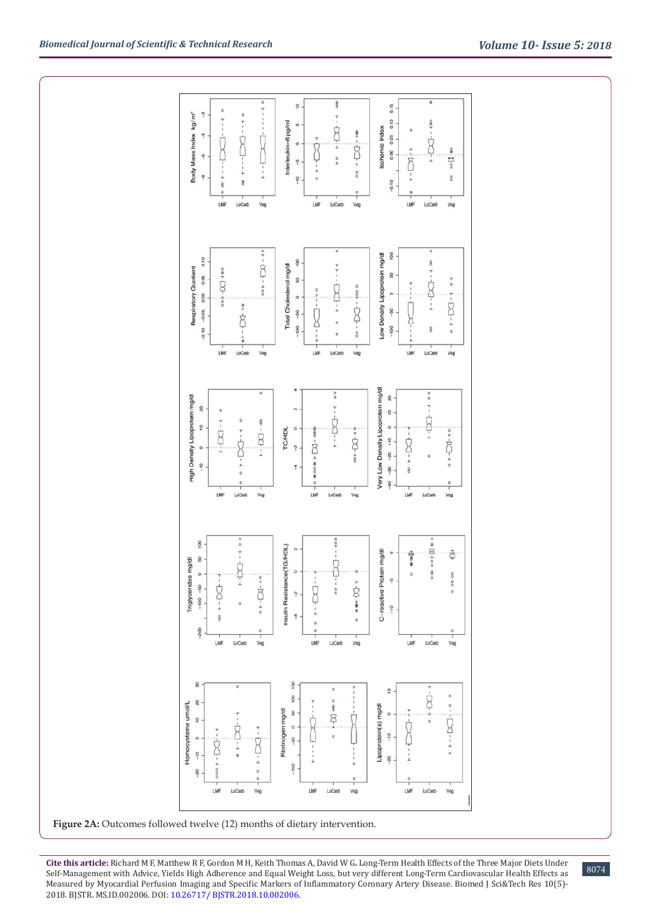**Figure 2A:** Outcomes followed twelve (12) months of dietary intervention.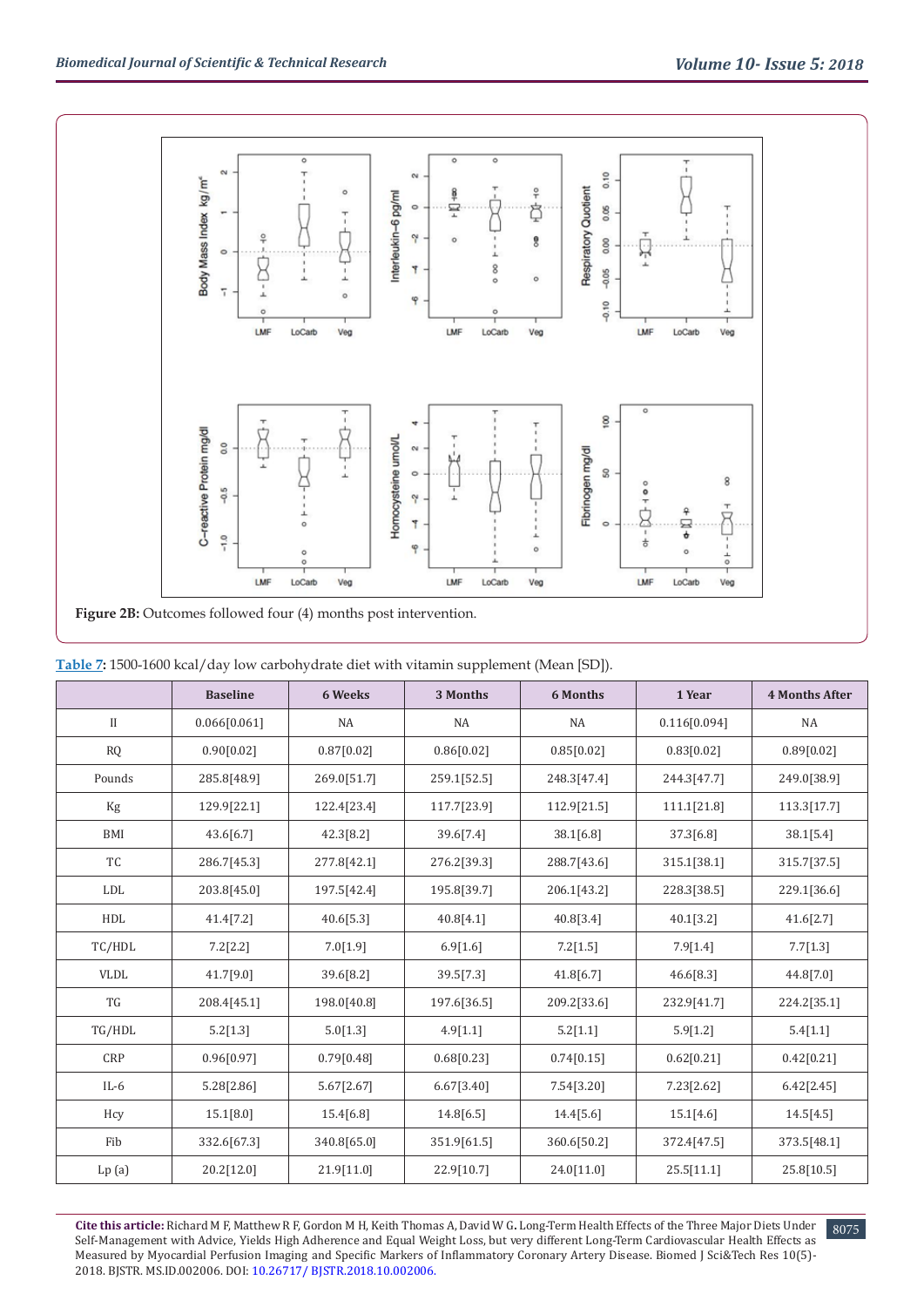Figure 2B: Outcomes followed four (4) months post intervention.

Table 7: 1500-1600 kcal/day low carbohydrate diet with vitamin supplement (Mean [SD]).

| | Baseline | 6 Weeks | 3 Months | 6 Months | 1 Year | 4 Months After |
|---|---|---|---|---|---|---|
| II | 0.066[0.061] | NA | NA | NA | 0.116[0.094] | NA |
| RQ | 0.90[0.02] | 0.87[0.02] | 0.86[0.02] | 0.85[0.02] | 0.83[0.02] | 0.89[0.02] |
| Pounds | 285.8[48.9] | 269.0[51.7] | 259.1[52.5] | 248.3[47.4] | 244.3[47.7] | 249.0[38.9] |
| Kg | 129.9[22.1] | 122.4[23.4] | 117.7[23.9] | 112.9[21.5] | 111.1[21.8] | 113.3[17.7] |
| BMI | 43.6[6.7] | 42.3[8.2] | 39.6[7.4] | 38.1[6.8] | 37.3[6.8] | 38.1[5.4] |
| TC | 286.7[45.3] | 277.8[42.1] | 276.2[39.3] | 288.7[43.6] | 315.1[38.1] | 315.7[37.5] |
| LDL | 203.8[45.0] | 197.5[42.4] | 195.8[39.7] | 206.1[43.2] | 228.3[38.5] | 229.1[36.6] |
| HDL | 41.4[7.2] | 40.6[5.3] | 40.8[4.1] | 40.8[3.4] | 40.1[3.2] | 41.6[2.7] |
| TC/HDL | 7.2[2.2] | 7.0[1.9] | 6.9[1.6] | 7.2[1.5] | 7.9[1.4] | 7.7[1.3] |
| VLDL | 41.7[9.0] | 39.6[8.2] | 39.5[7.3] | 41.8[6.7] | 46.6[8.3] | 44.8[7.0] |
| TG | 208.4[45.1] | 198.0[40.8] | 197.6[36.5] | 209.2[33.6] | 232.9[41.7] | 224.2[35.1] |
| TG/HDL | 5.2[1.3] | 5.0[1.3] | 4.9[1.1] | 5.2[1.1] | 5.9[1.2] | 5.4[1.1] |
| CRP | 0.96[0.97] | 0.79[0.48] | 0.68[0.23] | 0.74[0.15] | 0.62[0.21] | 0.42[0.21] |
| IL-6 | 5.28[2.86] | 5.67[2.67] | 6.67[3.40] | 7.54[3.20] | 7.23[2.62] | 6.42[2.45] |
| Hcy | 15.1[8.0] | 15.4[6.8] | 14.8[6.5] | 14.4[5.6] | 15.1[4.6] | 14.5[4.5] |
| Fib | 332.6[67.3] | 340.8[65.0] | 351.9[61.5] | 360.6[50.2] | 372.4[47.5] | 373.5[48.1] |
| Lp (a) | 20.2[12.0] | 21.9[11.0] | 22.9[10.7] | 24.0[11.0] | 25.5[11.1] | 25.8[10.5] |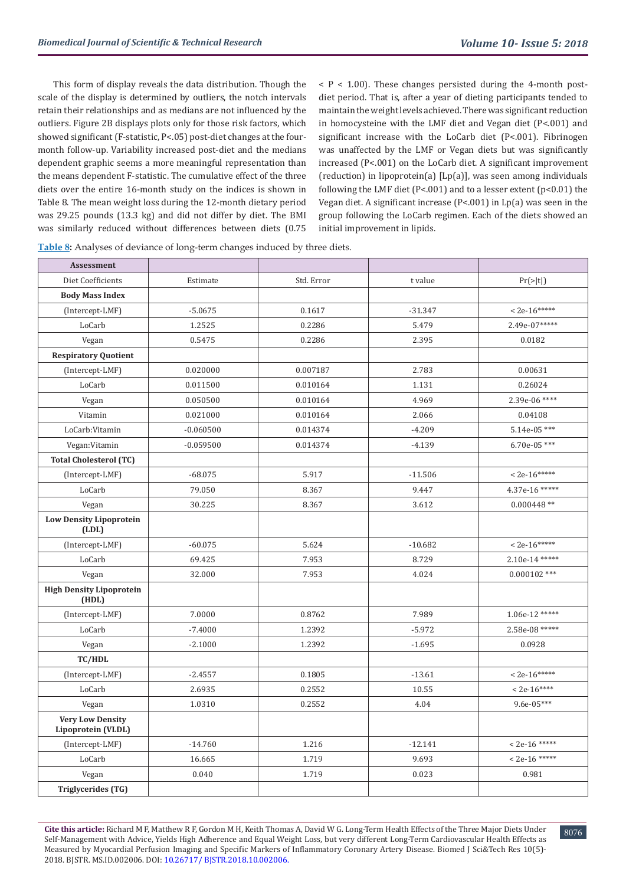This form of display reveals the data distribution. Though the scale of the display is determined by outliers, the notch intervals retain their relationships and as medians are not influenced by the outliers. Figure 2B displays plots only for those risk factors, which showed significant (F-statistic, P<.05) post-diet changes at the four-month follow-up. Variability increased post-diet and the medians dependent graphic seems a more meaningful representation than the means dependent F-statistic. The cumulative effect of the three diets over the entire 16-month study on the indices is shown in Table 8. The mean weight loss during the 12-month dietary period was 29.25 pounds (13.3 kg) and did not differ by diet. The BMI was similarly reduced without differences between diets (0.75 < P < 1.00). These changes persisted during the 4-month post-diet period. That is, after a year of dieting participants tended to maintain the weight levels achieved. There was significant reduction in homocysteine with the LMF diet and Vegan diet (P<.001) and significant increase with the LoCarb diet (P<.001). Fibrinogen was unaffected by the LMF or Vegan diets but was significantly increased (P<.001) on the LoCarb diet. A significant improvement (reduction) in lipoprotein(a) [Lp(a)], was seen among individuals following the LMF diet (P<.001) and to a lesser extent (p<0.01) the Vegan diet. A significant increase (P<.001) in Lp(a) was seen in the group following the LoCarb regimen. Each of the diets showed an initial improvement in lipids.

**Table 8:** Analyses of deviance of long-term changes induced by three diets.

| Assessment | | | | |
|---|---|---|---|---|
| Diet Coefficients | Estimate | Std. Error | t value | Pr(>\|t\|) |
| **Body Mass Index** | | | | |
| (Intercept-LMF) | -5.0675 | 0.1617 | -31.347 | < 2e-16***** |
| LoCarb | 1.2525 | 0.2286 | 5.479 | 2.49e-07***** |
| Vegan | 0.5475 | 0.2286 | 2.395 | 0.0182 |
| **Respiratory Quotient** | | | | |
| (Intercept-LMF) | 0.020000 | 0.007187 | 2.783 | 0.00631 |
| LoCarb | 0.011500 | 0.010164 | 1.131 | 0.26024 |
| Vegan | 0.050500 | 0.010164 | 4.969 | 2.39e-06 **** |
| Vitamin | 0.021000 | 0.010164 | 2.066 | 0.04108 |
| LoCarb:Vitamin | -0.060500 | 0.014374 | -4.209 | 5.14e-05 *** |
| Vegan:Vitamin | -0.059500 | 0.014374 | -4.139 | 6.70e-05 *** |
| **Total Cholesterol (TC)** | | | | |
| (Intercept-LMF) | -68.075 | 5.917 | -11.506 | < 2e-16***** |
| LoCarb | 79.050 | 8.367 | 9.447 | 4.37e-16 ***** |
| Vegan | 30.225 | 8.367 | 3.612 | 0.000448 ** |
| **Low Density Lipoprotein (LDL)** | | | | |
| (Intercept-LMF) | -60.075 | 5.624 | -10.682 | < 2e-16***** |
| LoCarb | 69.425 | 7.953 | 8.729 | 2.10e-14 ***** |
| Vegan | 32.000 | 7.953 | 4.024 | 0.000102 *** |
| **High Density Lipoprotein (HDL)** | | | | |
| (Intercept-LMF) | 7.0000 | 0.8762 | 7.989 | 1.06e-12 ***** |
| LoCarb | -7.4000 | 1.2392 | -5.972 | 2.58e-08 ***** |
| Vegan | -2.1000 | 1.2392 | -1.695 | 0.0928 |
| **TC/HDL** | | | | |
| (Intercept-LMF) | -2.4557 | 0.1805 | -13.61 | < 2e-16***** |
| LoCarb | 2.6935 | 0.2552 | 10.55 | < 2e-16**** |
| Vegan | 1.0310 | 0.2552 | 4.04 | 9.6e-05*** |
| **Very Low Density Lipoprotein (VLDL)** | | | | |
| (Intercept-LMF) | -14.760 | 1.216 | -12.141 | < 2e-16 ***** |
| LoCarb | 16.665 | 1.719 | 9.693 | < 2e-16 ***** |
| Vegan | 0.040 | 1.719 | 0.023 | 0.981 |
| **Triglycerides (TG)** | | | | |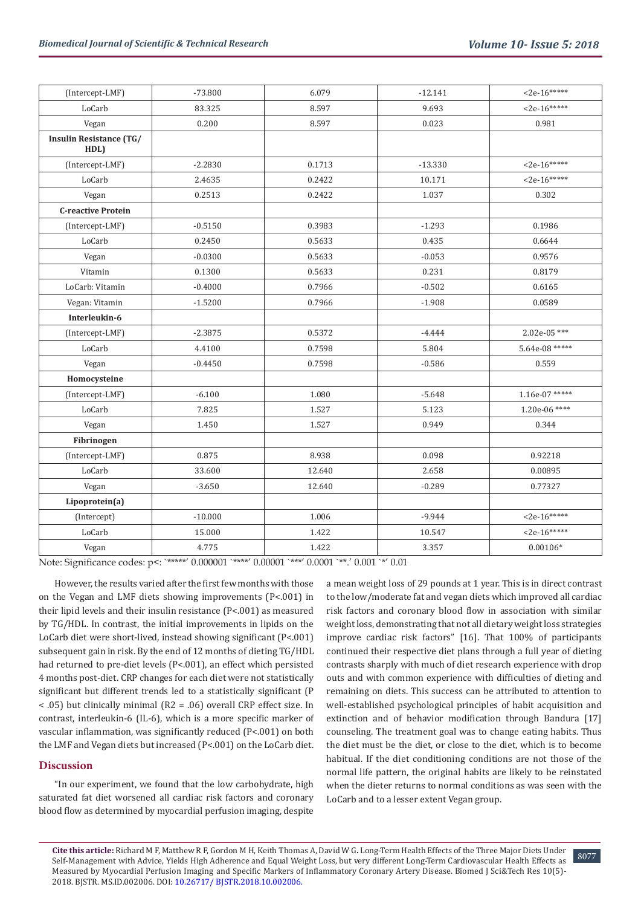| (Intercept-LMF) | -73.800 | 6.079 | -12.141 | <2e-16***** |
|---|---|---|---|---|
| LoCarb | 83.325 | 8.597 | 9.693 | <2e-16***** |
| Vegan | 0.200 | 8.597 | 0.023 | 0.981 |
| **Insulin Resistance (TG/HDL)** | | | | |
| (Intercept-LMF) | -2.2830 | 0.1713 | -13.330 | <2e-16***** |
| LoCarb | 2.4635 | 0.2422 | 10.171 | <2e-16***** |
| Vegan | 0.2513 | 0.2422 | 1.037 | 0.302 |
| **C-reactive Protein** | | | | |
| (Intercept-LMF) | -0.5150 | 0.3983 | -1.293 | 0.1986 |
| LoCarb | 0.2450 | 0.5633 | 0.435 | 0.6644 |
| Vegan | -0.0300 | 0.5633 | -0.053 | 0.9576 |
| Vitamin | 0.1300 | 0.5633 | 0.231 | 0.8179 |
| LoCarb: Vitamin | -0.4000 | 0.7966 | -0.502 | 0.6165 |
| Vegan: Vitamin | -1.5200 | 0.7966 | -1.908 | 0.0589 |
| **Interleukin-6** | | | | |
| (Intercept-LMF) | -2.3875 | 0.5372 | -4.444 | 2.02e-05 *** |
| LoCarb | 4.4100 | 0.7598 | 5.804 | 5.64e-08 ***** |
| Vegan | -0.4450 | 0.7598 | -0.586 | 0.559 |
| **Homocysteine** | | | | |
| (Intercept-LMF) | -6.100 | 1.080 | -5.648 | 1.16e-07 ***** |
| LoCarb | 7.825 | 1.527 | 5.123 | 1.20e-06 **** |
| Vegan | 1.450 | 1.527 | 0.949 | 0.344 |
| **Fibrinogen** | | | | |
| (Intercept-LMF) | 0.875 | 8.938 | 0.098 | 0.92218 |
| LoCarb | 33.600 | 12.640 | 2.658 | 0.00895 |
| Vegan | -3.650 | 12.640 | -0.289 | 0.77327 |
| **Lipoprotein(a)** | | | | |
| (Intercept) | -10.000 | 1.006 | -9.944 | <2e-16***** |
| LoCarb | 15.000 | 1.422 | 10.547 | <2e-16***** |
| Vegan | 4.775 | 1.422 | 3.357 | 0.00106* |

Note: Significance codes: p<: `*****' 0.000001 `****' 0.00001 `***' 0.0001 `**.' 0.001 `*' 0.01

However, the results varied after the first few months with those on the Vegan and LMF diets showing improvements (P<.001) in their lipid levels and their insulin resistance (P<.001) as measured by TG/HDL. In contrast, the initial improvements in lipids on the LoCarb diet were short-lived, instead showing significant (P<.001) subsequent gain in risk. By the end of 12 months of dieting TG/HDL had returned to pre-diet levels (P<.001), an effect which persisted 4 months post-diet. CRP changes for each diet were not statistically significant but different trends led to a statistically significant ($P < .05$) but clinically minimal ($R2 = .06$) overall CRP effect size. In contrast, interleukin-6 (IL-6), which is a more specific marker of vascular inflammation, was significantly reduced (P<.001) on both the LMF and Vegan diets but increased (P<.001) on the LoCarb diet.

## Discussion

"In our experiment, we found that the low carbohydrate, high saturated fat diet worsened all cardiac risk factors and coronary blood flow as determined by myocardial perfusion imaging, despite a mean weight loss of 29 pounds at 1 year. This is in direct contrast to the low/moderate fat and vegan diets which improved all cardiac risk factors and coronary blood flow in association with similar weight loss, demonstrating that not all dietary weight loss strategies improve cardiac risk factors" [16]. That 100% of participants continued their respective diet plans through a full year of dieting contrasts sharply with much of diet research experience with drop outs and with common experience with difficulties of dieting and remaining on diets. This success can be attributed to attention to well-established psychological principles of habit acquisition and extinction and of behavior modification through Bandura [17] counseling. The treatment goal was to change eating habits. Thus the diet must be the diet, or close to the diet, which is to become habitual. If the diet conditioning conditions are not those of the normal life pattern, the original habits are likely to be reinstated when the dieter returns to normal conditions as was seen with the LoCarb and to a lesser extent Vegan group.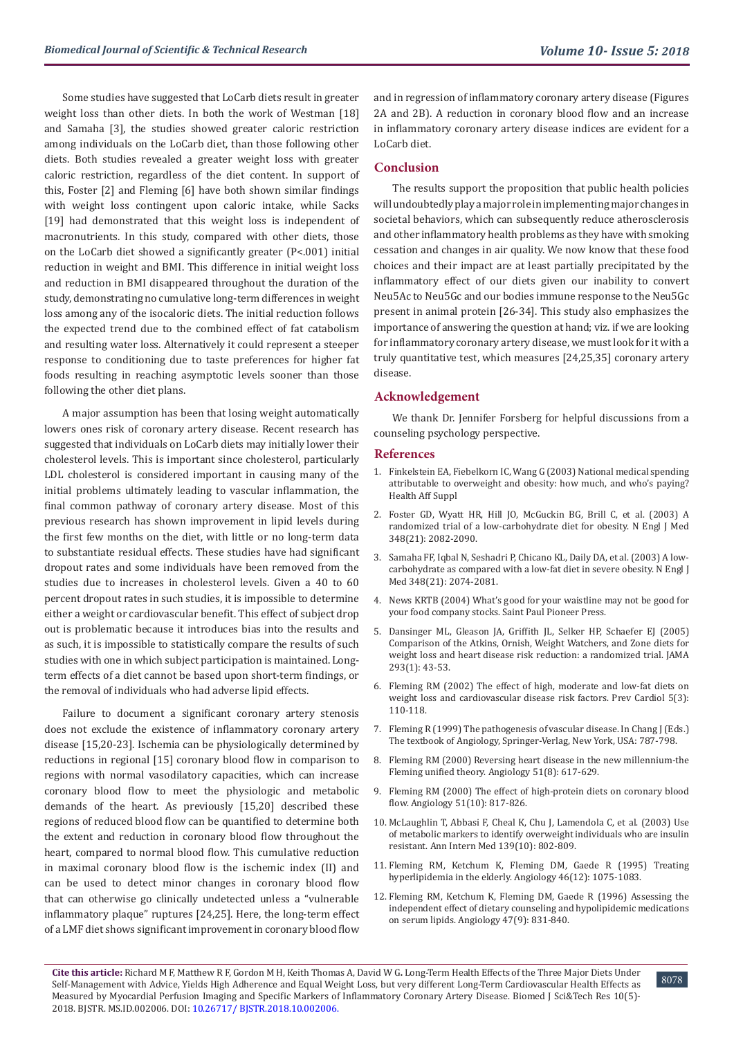Some studies have suggested that LoCarb diets result in greater weight loss than other diets. In both the work of Westman [18] and Samaha [3], the studies showed greater caloric restriction among individuals on the LoCarb diet, than those following other diets. Both studies revealed a greater weight loss with greater caloric restriction, regardless of the diet content. In support of this, Foster [2] and Fleming [6] have both shown similar findings with weight loss contingent upon caloric intake, while Sacks [19] had demonstrated that this weight loss is independent of macronutrients. In this study, compared with other diets, those on the LoCarb diet showed a significantly greater (P<.001) initial reduction in weight and BMI. This difference in initial weight loss and reduction in BMI disappeared throughout the duration of the study, demonstrating no cumulative long-term differences in weight loss among any of the isocaloric diets. The initial reduction follows the expected trend due to the combined effect of fat catabolism and resulting water loss. Alternatively it could represent a steeper response to conditioning due to taste preferences for higher fat foods resulting in reaching asymptotic levels sooner than those following the other diet plans.

A major assumption has been that losing weight automatically lowers ones risk of coronary artery disease. Recent research has suggested that individuals on LoCarb diets may initially lower their cholesterol levels. This is important since cholesterol, particularly LDL cholesterol is considered important in causing many of the initial problems ultimately leading to vascular inflammation, the final common pathway of coronary artery disease. Most of this previous research has shown improvement in lipid levels during the first few months on the diet, with little or no long-term data to substantiate residual effects. These studies have had significant dropout rates and some individuals have been removed from the studies due to increases in cholesterol levels. Given a 40 to 60 percent dropout rates in such studies, it is impossible to determine either a weight or cardiovascular benefit. This effect of subject drop out is problematic because it introduces bias into the results and as such, it is impossible to statistically compare the results of such studies with one in which subject participation is maintained. Long-term effects of a diet cannot be based upon short-term findings, or the removal of individuals who had adverse lipid effects.

Failure to document a significant coronary artery stenosis does not exclude the existence of inflammatory coronary artery disease [15,20-23]. Ischemia can be physiologically determined by reductions in regional [15] coronary blood flow in comparison to regions with normal vasodilatory capacities, which can increase coronary blood flow to meet the physiologic and metabolic demands of the heart. As previously [15,20] described these regions of reduced blood flow can be quantified to determine both the extent and reduction in coronary blood flow throughout the heart, compared to normal blood flow. This cumulative reduction in maximal coronary blood flow is the ischemic index (II) and can be used to detect minor changes in coronary blood flow that can otherwise go clinically undetected unless a "vulnerable inflammatory plaque" ruptures [24,25]. Here, the long-term effect of a LMF diet shows significant improvement in coronary blood flow and in regression of inflammatory coronary artery disease (Figures 2A and 2B). A reduction in coronary blood flow and an increase in inflammatory coronary artery disease indices are evident for a LoCarb diet.

## Conclusion

The results support the proposition that public health policies will undoubtedly play a major role in implementing major changes in societal behaviors, which can subsequently reduce atherosclerosis and other inflammatory health problems as they have with smoking cessation and changes in air quality. We now know that these food choices and their impact are at least partially precipitated by the inflammatory effect of our diets given our inability to convert Neu5Ac to Neu5Gc and our bodies immune response to the Neu5Gc present in animal protein [26-34]. This study also emphasizes the importance of answering the question at hand; viz. if we are looking for inflammatory coronary artery disease, we must look for it with a truly quantitative test, which measures [24,25,35] coronary artery disease.

## Acknowledgement

We thank Dr. Jennifer Forsberg for helpful discussions from a counseling psychology perspective.

## References

1. Finkelstein EA, Fiebelkorn IC, Wang G (2003) National medical spending attributable to overweight and obesity: how much, and who's paying? Health Aff Suppl
2. Foster GD, Wyatt HR, Hill JO, McGuckin BG, Brill C, et al. (2003) A randomized trial of a low-carbohydrate diet for obesity. N Engl J Med 348(21): 2082-2090.
3. Samaha FF, Iqbal N, Seshadri P, Chicano KL, Daily DA, et al. (2003) A low-carbohydrate as compared with a low-fat diet in severe obesity. N Engl J Med 348(21): 2074-2081.
4. News KRTB (2004) What's good for your waistline may not be good for your food company stocks. Saint Paul Pioneer Press.
5. Dansinger ML, Gleason JA, Griffith JL, Selker HP, Schaefer EJ (2005) Comparison of the Atkins, Ornish, Weight Watchers, and Zone diets for weight loss and heart disease risk reduction: a randomized trial. JAMA 293(1): 43-53.
6. Fleming RM (2002) The effect of high, moderate and low-fat diets on weight loss and cardiovascular disease risk factors. Prev Cardiol 5(3): 110-118.
7. Fleming R (1999) The pathogenesis of vascular disease. In Chang J (Eds.) The textbook of Angiology, Springer-Verlag, New York, USA: 787-798.
8. Fleming RM (2000) Reversing heart disease in the new millennium-the Fleming unified theory. Angiology 51(8): 617-629.
9. Fleming RM (2000) The effect of high-protein diets on coronary blood flow. Angiology 51(10): 817-826.
10. McLaughlin T, Abbasi F, Cheal K, Chu J, Lamendola C, et al. (2003) Use of metabolic markers to identify overweight individuals who are insulin resistant. Ann Intern Med 139(10): 802-809.
11. Fleming RM, Ketchum K, Fleming DM, Gaede R (1995) Treating hyperlipidemia in the elderly. Angiology 46(12): 1075-1083.
12. Fleming RM, Ketchum K, Fleming DM, Gaede R (1996) Assessing the independent effect of dietary counseling and hypolipidemic medications on serum lipids. Angiology 47(9): 831-840.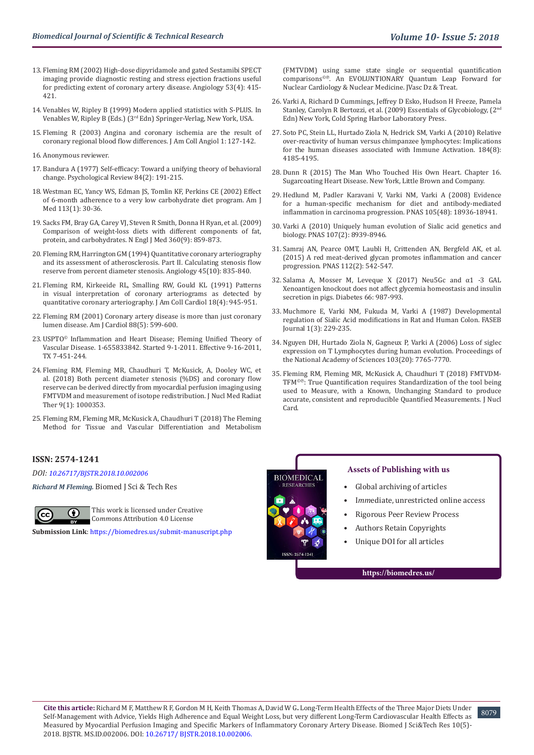13. Fleming RM (2002) High-dose dipyridamole and gated Sestamibi SPECT imaging provide diagnostic resting and stress ejection fractions useful for predicting extent of coronary artery disease. Angiology 53(4): 415-421.
14. Venables W, Ripley B (1999) Modern applied statistics with S-PLUS. In Venables W, Ripley B (Eds.) (3rd Edn) Springer-Verlag, New York, USA.
15. Fleming R (2003) Angina and coronary ischemia are the result of coronary regional blood flow differences. J Am Coll Angiol 1: 127-142.
16. Anonymous reviewer.
17. Bandura A (1977) Self-efficacy: Toward a unifying theory of behavioral change. Psychological Review 84(2): 191-215.
18. Westman EC, Yancy WS, Edman JS, Tomlin KF, Perkins CE (2002) Effect of 6-month adherence to a very low carbohydrate diet program. Am J Med 113(1): 30-36.
19. Sacks FM, Bray GA, Carey VJ, Steven R Smith, Donna H Ryan, et al. (2009) Comparison of weight-loss diets with different components of fat, protein, and carbohydrates. N Engl J Med 360(9): 859-873.
20. Fleming RM, Harrington GM (1994) Quantitative coronary arteriography and its assessment of atherosclerosis. Part II. Calculating stenosis flow reserve from percent diameter stenosis. Angiology 45(10): 835-840.
21. Fleming RM, Kirkeeide RL, Smalling RW, Gould KL (1991) Patterns in visual interpretation of coronary arteriograms as detected by quantitative coronary arteriography. J Am Coll Cardiol 18(4): 945-951.
22. Fleming RM (2001) Coronary artery disease is more than just coronary lumen disease. Am J Cardiol 88(5): 599-600.
23. USPTO© Inflammation and Heart Disease; Fleming Unified Theory of Vascular Disease. 1-655833842. Started 9-1-2011. Effective 9-16-2011, TX 7-451-244.
24. Fleming RM, Fleming MR, Chaudhuri T, McKusick, A, Dooley WC, et al. (2018) Both percent diameter stenosis (%DS) and coronary flow reserve can be derived directly from myocardial perfusion imaging using FMTVDM and measurement of isotope redistribution. J Nucl Med Radiat Ther 9(1): 1000353.
25. Fleming RM, Fleming MR, McKusick A, Chaudhuri T (2018) The Fleming Method for Tissue and Vascular Differentiation and Metabolism (FMTVDM) using same state single or sequential quantification comparisons©®. An EVOLUTIONARY Quantum Leap Forward for Nuclear Cardiology & Nuclear Medicine. JVasc Dz & Treat.
26. Varki A, Richard D Cummings, Jeffrey D Esko, Hudson H Freeze, Pamela Stanley, Carolyn R Bertozzi, et al. (2009) Essentials of Glycobiology, (2nd Edn) New York, Cold Spring Harbor Laboratory Press.
27. Soto PC, Stein LL, Hurtado Ziola N, Hedrick SM, Varki A (2010) Relative over-reactivity of human versus chimpanzee lymphocytes: Implications for the human diseases associated with Immune Activation. 184(8): 4185-4195.
28. Dunn R (2015) The Man Who Touched His Own Heart. Chapter 16. Sugarcoating Heart Disease. New York, Little Brown and Company.
29. Hedlund M, Padler Karavani V, Varki NM, Varki A (2008) Evidence for a human-specific mechanism for diet and antibody-mediated inflammation in carcinoma progression. PNAS 105(48): 18936-18941.
30. Varki A (2010) Uniquely human evolution of Sialic acid genetics and biology. PNAS 107(2): 8939-8946.
31. Samraj AN, Pearce OMT, Laubli H, Crittenden AN, Bergfeld AK, et al. (2015) A red meat-derived glycan promotes inflammation and cancer progression. PNAS 112(2): 542-547.
32. Salama A, Mosser M, Leveque X (2017) Neu5Gc and α1 -3 GAL Xenoantigen knockout does not affect glycemia homeostasis and insulin secretion in pigs. Diabetes 66: 987-993.
33. Muchmore E, Varki NM, Fukuda M, Varki A (1987) Developmental regulation of Sialic Acid modifications in Rat and Human Colon. FASEB Journal 1(3): 229-235.
34. Nguyen DH, Hurtado Ziola N, Gagneux P, Varki A (2006) Loss of siglec expression on T Lymphocytes during human evolution. Proceedings of the National Academy of Sciences 103(20): 7765-7770.
35. Fleming RM, Fleming MR, McKusick A, Chaudhuri T (2018) FMTVDM-TFM©®: True Quantification requires Standardization of the tool being used to Measure, with a Known, Unchanging Standard to produce accurate, consistent and reproducible Quantified Measurements. J Nucl Card.

**ISSN: 2574-1241**

*DOI: 10.26717/BJSTR.2018.10.002006*

***Richard M Fleming.*** Biomed J Sci & Tech Res

This work is licensed under Creative Commons Attribution 4.0 License

**Submission Link**: https://biomedres.us/submit-manuscript.php

**Assets of Publishing with us**

- Global archiving of articles
- Immediate, unrestricted online access
- Rigorous Peer Review Process
- Authors Retain Copyrights
- Unique DOI for all articles

https://biomedres.us/

**Cite this article:** Richard M F, Matthew R F, Gordon M H, Keith Thomas A, David W G. Long-Term Health Effects of the Three Major Diets Under Self-Management with Advice, Yields High Adherence and Equal Weight Loss, but very different Long-Term Cardiovascular Health Effects as Measured by Myocardial Perfusion Imaging and Specific Markers of Inflammatory Coronary Artery Disease. Biomed J Sci&Tech Res 10(5)-2018. BJSTR. MS.ID.002006. DOI: 10.26717/ BJSTR.2018.10.002006.